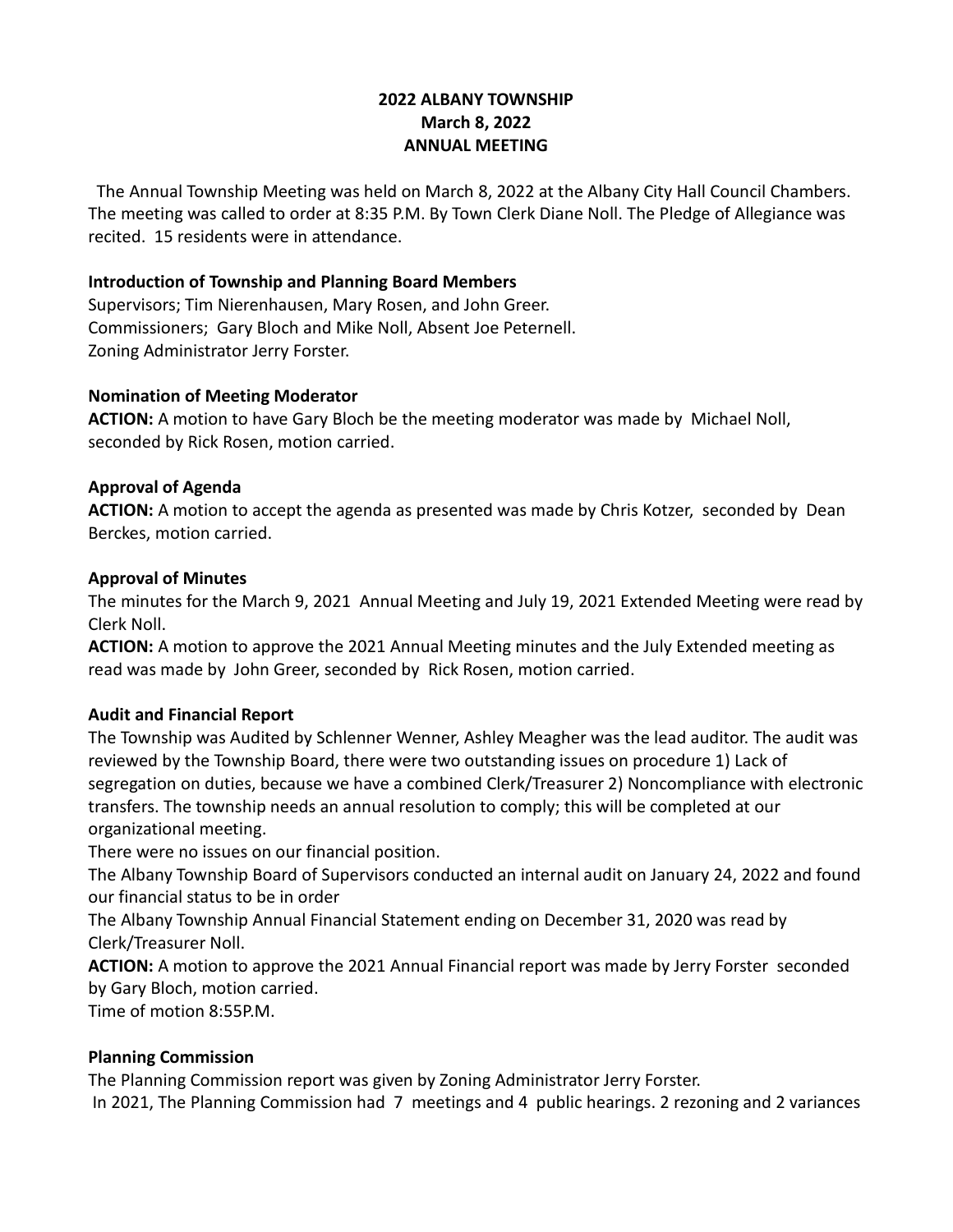# 2022 ALBANY TOWNSHIP
## March 8, 2022
## ANNUAL MEETING

The Annual Township Meeting was held on March 8, 2022 at the Albany City Hall Council Chambers. The meeting was called to order at 8:35 P.M. By Town Clerk Diane Noll. The Pledge of Allegiance was recited. 15 residents were in attendance.

### Introduction of Township and Planning Board Members

Supervisors; Tim Nierenhausen, Mary Rosen, and John Greer.
Commissioners; Gary Bloch and Mike Noll, Absent Joe Peternell.
Zoning Administrator Jerry Forster.

### Nomination of Meeting Moderator

**ACTION:** A motion to have Gary Bloch be the meeting moderator was made by Michael Noll, seconded by Rick Rosen, motion carried.

### Approval of Agenda

**ACTION:** A motion to accept the agenda as presented was made by Chris Kotzer, seconded by Dean Berckes, motion carried.

### Approval of Minutes

The minutes for the March 9, 2021 Annual Meeting and July 19, 2021 Extended Meeting were read by Clerk Noll.

**ACTION:** A motion to approve the 2021 Annual Meeting minutes and the July Extended meeting as read was made by John Greer, seconded by Rick Rosen, motion carried.

### Audit and Financial Report

The Township was Audited by Schlenner Wenner, Ashley Meagher was the lead auditor. The audit was reviewed by the Township Board, there were two outstanding issues on procedure 1) Lack of segregation on duties, because we have a combined Clerk/Treasurer 2) Noncompliance with electronic transfers. The township needs an annual resolution to comply; this will be completed at our organizational meeting.

There were no issues on our financial position.

The Albany Township Board of Supervisors conducted an internal audit on January 24, 2022 and found our financial status to be in order

The Albany Township Annual Financial Statement ending on December 31, 2020 was read by Clerk/Treasurer Noll.

**ACTION:** A motion to approve the 2021 Annual Financial report was made by Jerry Forster seconded by Gary Bloch, motion carried.

Time of motion 8:55P.M.

### Planning Commission

The Planning Commission report was given by Zoning Administrator Jerry Forster.

In 2021, The Planning Commission had 7 meetings and 4 public hearings. 2 rezoning and 2 variances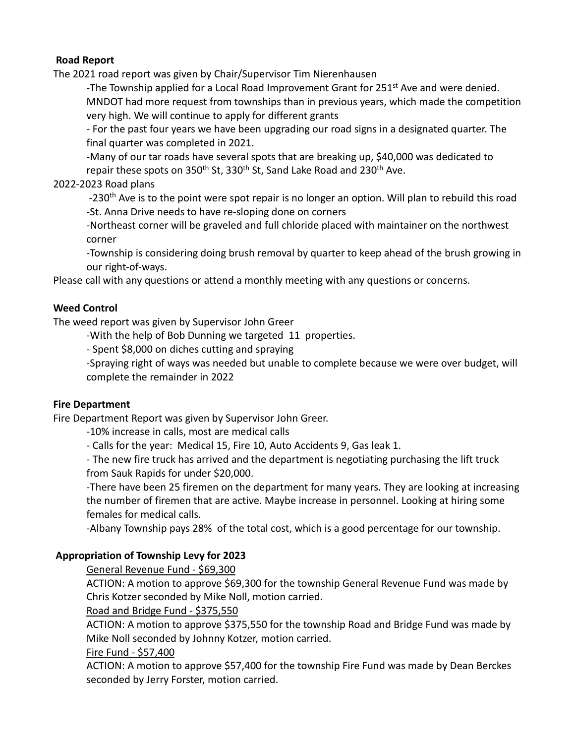**Road Report**

The 2021 road report was given by Chair/Supervisor Tim Nierenhausen

- -The Township applied for a Local Road Improvement Grant for 251st Ave and were denied. MNDOT had more request from townships than in previous years, which made the competition very high. We will continue to apply for different grants
- - For the past four years we have been upgrading our road signs in a designated quarter. The final quarter was completed in 2021.
- -Many of our tar roads have several spots that are breaking up, $40,000 was dedicated to repair these spots on 350th St, 330th St, Sand Lake Road and 230th Ave.

2022-2023 Road plans

- -230th Ave is to the point were spot repair is no longer an option. Will plan to rebuild this road
- -St. Anna Drive needs to have re-sloping done on corners
- -Northeast corner will be graveled and full chloride placed with maintainer on the northwest corner
- -Township is considering doing brush removal by quarter to keep ahead of the brush growing in our right-of-ways.

Please call with any questions or attend a monthly meeting with any questions or concerns.

**Weed Control**

The weed report was given by Supervisor John Greer

- -With the help of Bob Dunning we targeted 11 properties.
- - Spent $8,000 on diches cutting and spraying
- -Spraying right of ways was needed but unable to complete because we were over budget, will complete the remainder in 2022

**Fire Department**

Fire Department Report was given by Supervisor John Greer.

- -10% increase in calls, most are medical calls
- - Calls for the year: Medical 15, Fire 10, Auto Accidents 9, Gas leak 1.
- - The new fire truck has arrived and the department is negotiating purchasing the lift truck from Sauk Rapids for under $20,000.
- -There have been 25 firemen on the department for many years. They are looking at increasing the number of firemen that are active. Maybe increase in personnel. Looking at hiring some females for medical calls.
- -Albany Township pays 28% of the total cost, which is a good percentage for our township.

**Appropriation of Township Levy for 2023**

General Revenue Fund - $69,300

ACTION: A motion to approve $69,300 for the township General Revenue Fund was made by Chris Kotzer seconded by Mike Noll, motion carried.

Road and Bridge Fund - $375,550

ACTION: A motion to approve $375,550 for the township Road and Bridge Fund was made by Mike Noll seconded by Johnny Kotzer, motion carried.

Fire Fund - $57,400

ACTION: A motion to approve $57,400 for the township Fire Fund was made by Dean Berckes seconded by Jerry Forster, motion carried.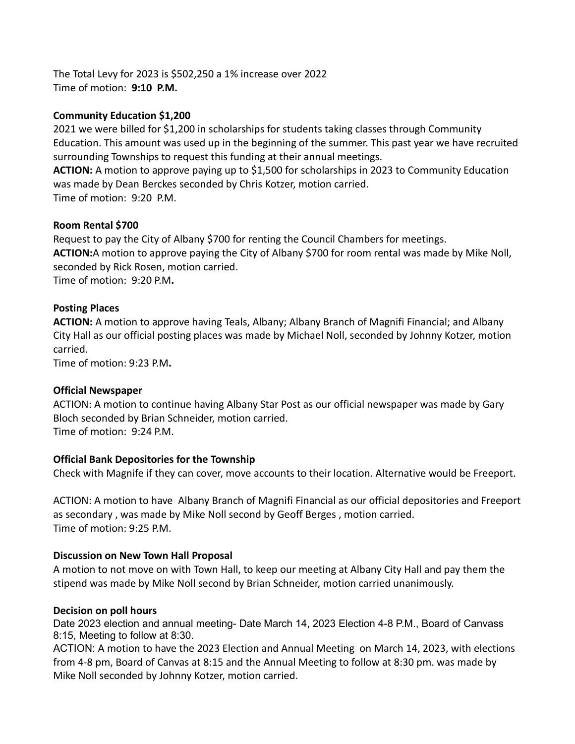The Total Levy for 2023 is $502,250 a 1% increase over 2022
Time of motion: **9:10 P.M.**

**Community Education $1,200**
2021 we were billed for $1,200 in scholarships for students taking classes through Community Education. This amount was used up in the beginning of the summer. This past year we have recruited surrounding Townships to request this funding at their annual meetings.
**ACTION:** A motion to approve paying up to $1,500 for scholarships in 2023 to Community Education was made by Dean Berckes seconded by Chris Kotzer, motion carried.
Time of motion: 9:20 P.M.

**Room Rental $700**
Request to pay the City of Albany $700 for renting the Council Chambers for meetings.
**ACTION:**A motion to approve paying the City of Albany $700 for room rental was made by Mike Noll, seconded by Rick Rosen, motion carried.
Time of motion: 9:20 P.M**.**

**Posting Places**
**ACTION:** A motion to approve having Teals, Albany; Albany Branch of Magnifi Financial; and Albany City Hall as our official posting places was made by Michael Noll, seconded by Johnny Kotzer, motion carried.
Time of motion: 9:23 P.M**.**

**Official Newspaper**
ACTION: A motion to continue having Albany Star Post as our official newspaper was made by Gary Bloch seconded by Brian Schneider, motion carried.
Time of motion: 9:24 P.M.

**Official Bank Depositories for the Township**
Check with Magnife if they can cover, move accounts to their location. Alternative would be Freeport.

ACTION: A motion to have Albany Branch of Magnifi Financial as our official depositories and Freeport as secondary , was made by Mike Noll second by Geoff Berges , motion carried.
Time of motion: 9:25 P.M.

**Discussion on New Town Hall Proposal**
A motion to not move on with Town Hall, to keep our meeting at Albany City Hall and pay them the stipend was made by Mike Noll second by Brian Schneider, motion carried unanimously.

**Decision on poll hours**
Date 2023 election and annual meeting- Date March 14, 2023 Election 4-8 P.M., Board of Canvass 8:15, Meeting to follow at 8:30.
ACTION: A motion to have the 2023 Election and Annual Meeting on March 14, 2023, with elections from 4-8 pm, Board of Canvas at 8:15 and the Annual Meeting to follow at 8:30 pm. was made by Mike Noll seconded by Johnny Kotzer, motion carried.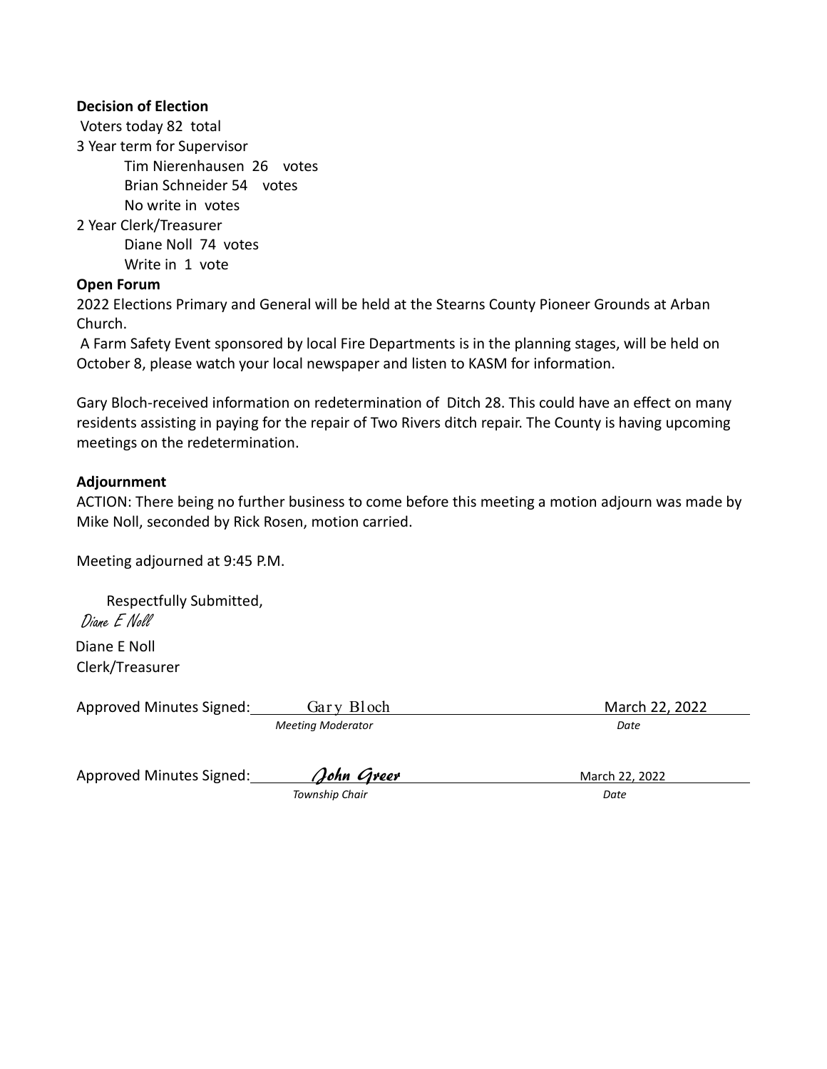**Decision of Election**

Voters today 82 total

3 Year term for Supervisor

Tim Nierenhausen 26 votes
Brian Schneider 54 votes
No write in votes

2 Year Clerk/Treasurer

Diane Noll 74 votes
Write in 1 vote

**Open Forum**

2022 Elections Primary and General will be held at the Stearns County Pioneer Grounds at Arban Church.

A Farm Safety Event sponsored by local Fire Departments is in the planning stages, will be held on October 8, please watch your local newspaper and listen to KASM for information.

Gary Bloch-received information on redetermination of Ditch 28. This could have an effect on many residents assisting in paying for the repair of Two Rivers ditch repair. The County is having upcoming meetings on the redetermination.

**Adjournment**

ACTION: There being no further business to come before this meeting a motion adjourn was made by Mike Noll, seconded by Rick Rosen, motion carried.

Meeting adjourned at 9:45 P.M.

Respectfully Submitted,

*Diane E Noll*

Diane E Noll
Clerk/Treasurer

Approved Minutes Signed: Gary Bloch — March 22, 2022
*Meeting Moderator* — *Date*

Approved Minutes Signed: *John Greer* — March 22, 2022
*Township Chair* — *Date*